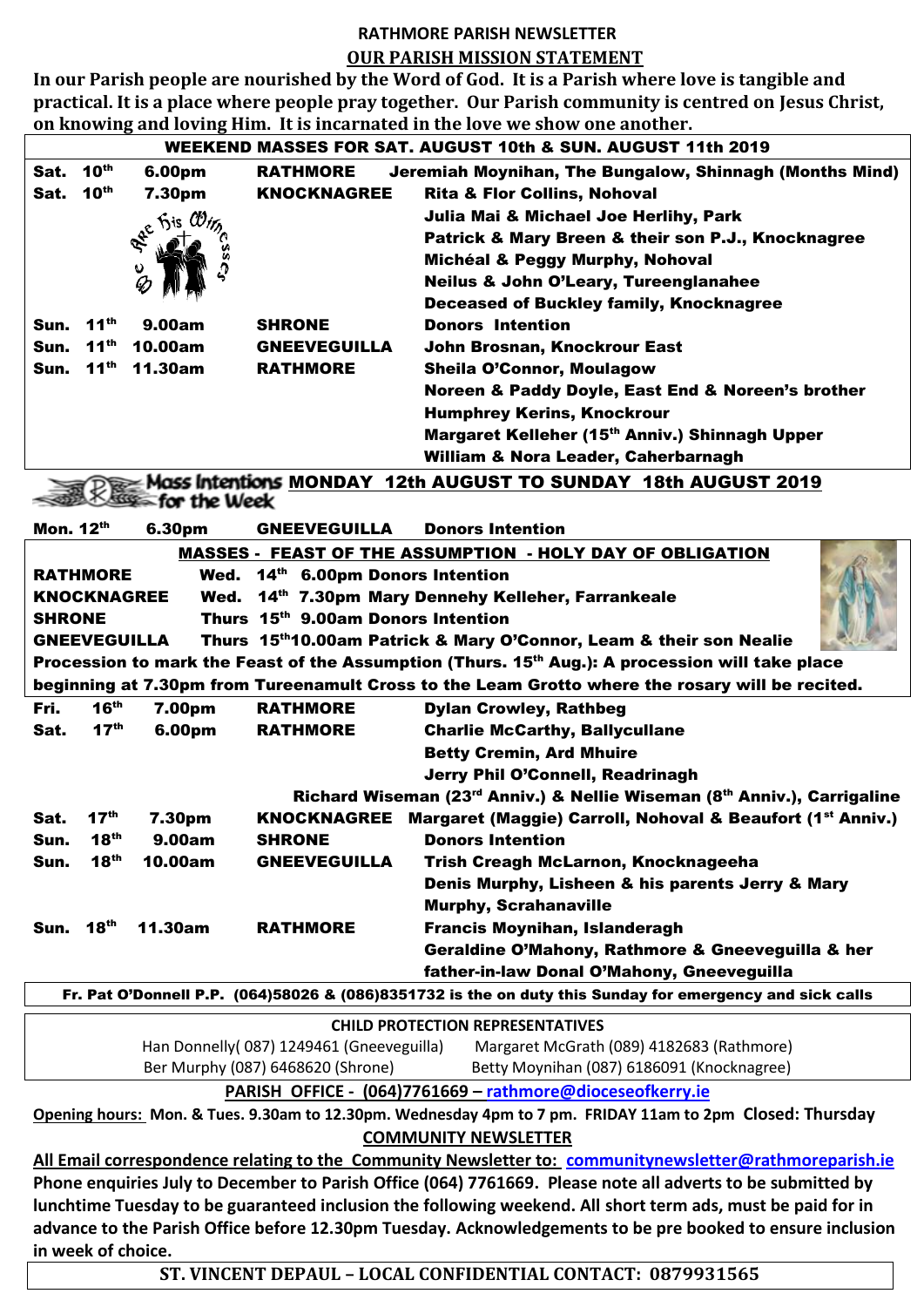# RATHMORE PARISH NEWSLETTER

## OUR PARISH MISSION STATEMENT

**In our Parish people are nourished by the Word of God. It is a Parish where love is tangible and practical. It is a place where people pray together. Our Parish community is centred on Jesus Christ, on knowing and loving Him. It is incarnated in the love we show one another.**

**WEEKEND MASSES FOR SAT. AUGUST 10th & SUN. AUGUST 11th 2019**

| Day | Date | Time | Church | Intentions |
|---|---|---|---|---|
| Sat. | 10th | 6.00pm | RATHMORE | Jeremiah Moynihan, The Bungalow, Shinnagh (Months Mind) |
| Sat. | 10th | 7.30pm | KNOCKNAGREE | Rita & Flor Collins, Nohoval |
| | | | | Julia Mai & Michael Joe Herlihy, Park |
| | | | | Patrick & Mary Breen & their son P.J., Knocknagree |
| | | | | Michéal & Peggy Murphy, Nohoval |
| | | | | Neilus & John O'Leary, Tureenglanahee |
| | | | | Deceased of Buckley family, Knocknagree |
| Sun. | 11th | 9.00am | SHRONE | Donors Intention |
| Sun. | 11th | 10.00am | GNEEVEGUILLA | John Brosnan, Knockrour East |
| Sun. | 11th | 11.30am | RATHMORE | Sheila O'Connor, Moulagow |
| | | | | Noreen & Paddy Doyle, East End & Noreen's brother |
| | | | | Humphrey Kerins, Knockrour |
| | | | | Margaret Kelleher (15th Anniv.) Shinnagh Upper |
| | | | | William & Nora Leader, Caherbarnagh |

**Mass Intentions for the Week MONDAY 12th AUGUST TO SUNDAY 18th AUGUST 2019**

| Day | Date | Time | Church | Intentions |
|---|---|---|---|---|
| Mon. | 12th | 6.30pm | GNEEVEGUILLA | Donors Intention |

**MASSES - FEAST OF THE ASSUMPTION - HOLY DAY OF OBLIGATION**

| Church | Day | Time | Intentions |
|---|---|---|---|
| RATHMORE | Wed. 14th | 6.00pm | Donors Intention |
| KNOCKNAGREE | Wed. 14th | 7.30pm | Mary Dennehy Kelleher, Farrankeale |
| SHRONE | Thurs 15th | 9.00am | Donors Intention |
| GNEEVEGUILLA | Thurs 15th | 10.00am | Patrick & Mary O'Connor, Leam & their son Nealie |

**Procession to mark the Feast of the Assumption (Thurs. 15th Aug.): A procession will take place beginning at 7.30pm from Tureenamult Cross to the Leam Grotto where the rosary will be recited.**

| Day | Date | Time | Church | Intentions |
|---|---|---|---|---|
| Fri. | 16th | 7.00pm | RATHMORE | Dylan Crowley, Rathbeg |
| Sat. | 17th | 6.00pm | RATHMORE | Charlie McCarthy, Ballycullane |
| | | | | Betty Cremin, Ard Mhuire |
| | | | | Jerry Phil O'Connell, Readrinagh |
| | | | | Richard Wiseman (23rd Anniv.) & Nellie Wiseman (8th Anniv.), Carrigaline |
| Sat. | 17th | 7.30pm | KNOCKNAGREE | Margaret (Maggie) Carroll, Nohoval & Beaufort (1st Anniv.) |
| Sun. | 18th | 9.00am | SHRONE | Donors Intention |
| Sun. | 18th | 10.00am | GNEEVEGUILLA | Trish Creagh McLarnon, Knocknageeha |
| | | | | Denis Murphy, Lisheen & his parents Jerry & Mary Murphy, Scrahanaville |
| Sun. | 18th | 11.30am | RATHMORE | Francis Moynihan, Islanderagh |
| | | | | Geraldine O'Mahony, Rathmore & Gneeveguilla & her father-in-law Donal O'Mahony, Gneeveguilla |

**Fr. Pat O'Donnell P.P. (064)58026 & (086)8351732 is the on duty this Sunday for emergency and sick calls**

**CHILD PROTECTION REPRESENTATIVES**

Han Donnelly( 087) 1249461 (Gneeveguilla) Margaret McGrath (089) 4182683 (Rathmore)
Ber Murphy (087) 6468620 (Shrone) Betty Moynihan (087) 6186091 (Knocknagree)

**PARISH OFFICE - (064)7761669 – rathmore@dioceseofkerry.ie**

**Opening hours: Mon. & Tues. 9.30am to 12.30pm. Wednesday 4pm to 7 pm. FRIDAY 11am to 2pm Closed: Thursday**

**COMMUNITY NEWSLETTER**

**All Email correspondence relating to the Community Newsletter to: communitynewsletter@rathmoreparish.ie Phone enquiries July to December to Parish Office (064) 7761669. Please note all adverts to be submitted by lunchtime Tuesday to be guaranteed inclusion the following weekend. All short term ads, must be paid for in advance to the Parish Office before 12.30pm Tuesday. Acknowledgements to be pre booked to ensure inclusion in week of choice.**

**ST. VINCENT DEPAUL – LOCAL CONFIDENTIAL CONTACT: 0879931565**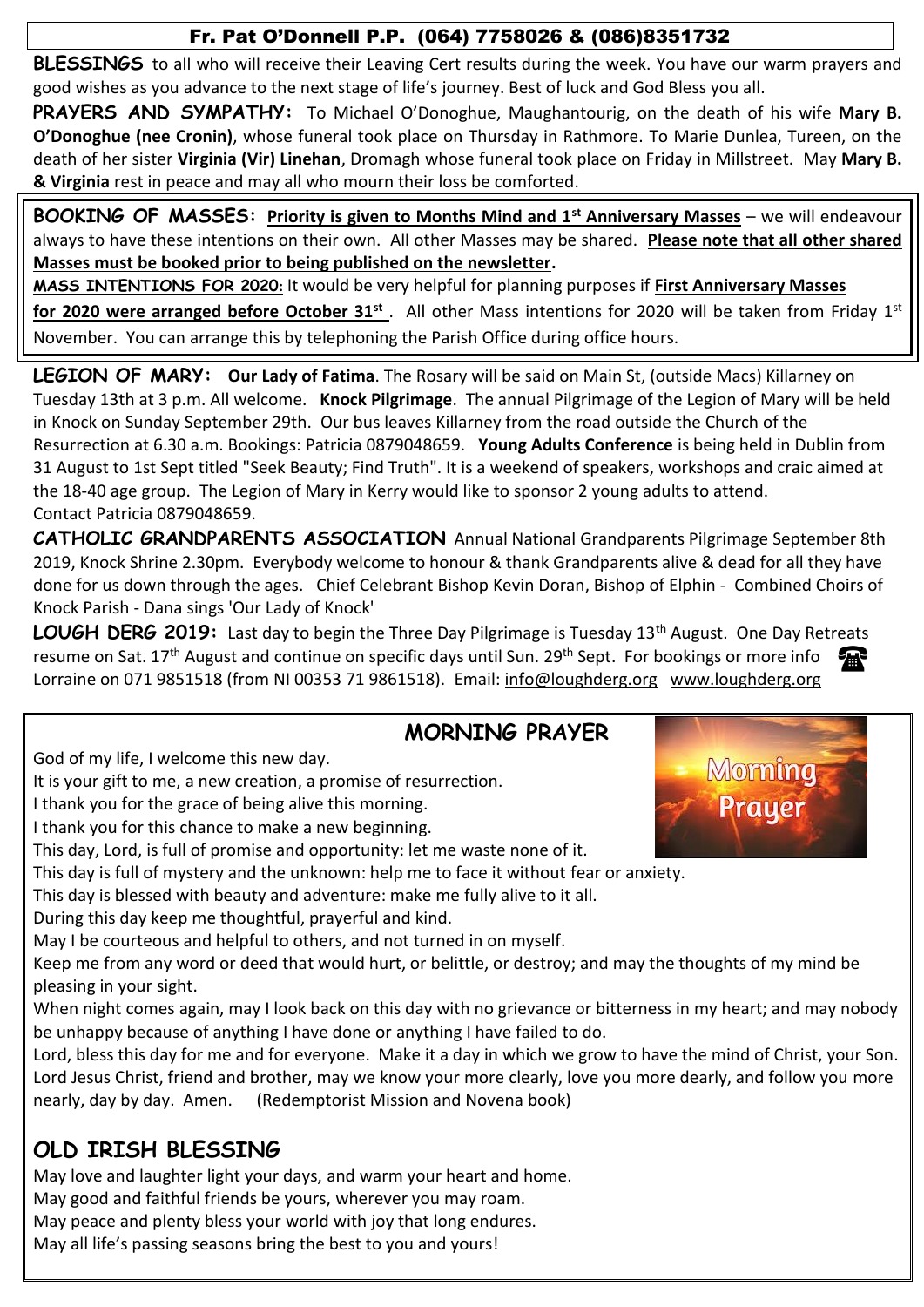**Fr. Pat O'Donnell P.P. (064) 7758026 & (086)8351732**

**BLESSINGS** to all who will receive their Leaving Cert results during the week. You have our warm prayers and good wishes as you advance to the next stage of life's journey. Best of luck and God Bless you all.

**PRAYERS AND SYMPATHY:** To Michael O'Donoghue, Maughantourig, on the death of his wife **Mary B. O'Donoghue (nee Cronin)**, whose funeral took place on Thursday in Rathmore. To Marie Dunlea, Tureen, on the death of her sister **Virginia (Vir) Linehan**, Dromagh whose funeral took place on Friday in Millstreet. May **Mary B. & Virginia** rest in peace and may all who mourn their loss be comforted.

**BOOKING OF MASSES:** **Priority is given to Months Mind and 1st Anniversary Masses** – we will endeavour always to have these intentions on their own. All other Masses may be shared. **Please note that all other shared Masses must be booked prior to being published on the newsletter.**

**MASS INTENTIONS FOR 2020:** It would be very helpful for planning purposes if **First Anniversary Masses for 2020 were arranged before October 31st** . All other Mass intentions for 2020 will be taken from Friday 1st November. You can arrange this by telephoning the Parish Office during office hours.

**LEGION OF MARY:** **Our Lady of Fatima**. The Rosary will be said on Main St, (outside Macs) Killarney on Tuesday 13th at 3 p.m. All welcome. **Knock Pilgrimage**. The annual Pilgrimage of the Legion of Mary will be held in Knock on Sunday September 29th. Our bus leaves Killarney from the road outside the Church of the Resurrection at 6.30 a.m. Bookings: Patricia 0879048659. **Young Adults Conference** is being held in Dublin from 31 August to 1st Sept titled "Seek Beauty; Find Truth". It is a weekend of speakers, workshops and craic aimed at the 18-40 age group. The Legion of Mary in Kerry would like to sponsor 2 young adults to attend. Contact Patricia 0879048659.

**CATHOLIC GRANDPARENTS ASSOCIATION** Annual National Grandparents Pilgrimage September 8th 2019, Knock Shrine 2.30pm. Everybody welcome to honour & thank Grandparents alive & dead for all they have done for us down through the ages. Chief Celebrant Bishop Kevin Doran, Bishop of Elphin - Combined Choirs of Knock Parish - Dana sings 'Our Lady of Knock'

**LOUGH DERG 2019:** Last day to begin the Three Day Pilgrimage is Tuesday 13th August. One Day Retreats resume on Sat. 17th August and continue on specific days until Sun. 29th Sept. For bookings or more info ☎ Lorraine on 071 9851518 (from NI 00353 71 9861518). Email: info@loughderg.org www.loughderg.org

## MORNING PRAYER

God of my life, I welcome this new day.
It is your gift to me, a new creation, a promise of resurrection.
I thank you for the grace of being alive this morning.
I thank you for this chance to make a new beginning.
This day, Lord, is full of promise and opportunity: let me waste none of it.
This day is full of mystery and the unknown: help me to face it without fear or anxiety.
This day is blessed with beauty and adventure: make me fully alive to it all.
During this day keep me thoughtful, prayerful and kind.
May I be courteous and helpful to others, and not turned in on myself.
Keep me from any word or deed that would hurt, or belittle, or destroy; and may the thoughts of my mind be pleasing in your sight.
When night comes again, may I look back on this day with no grievance or bitterness in my heart; and may nobody be unhappy because of anything I have done or anything I have failed to do.
Lord, bless this day for me and for everyone. Make it a day in which we grow to have the mind of Christ, your Son.
Lord Jesus Christ, friend and brother, may we know your more clearly, love you more dearly, and follow you more nearly, day by day. Amen. (Redemptorist Mission and Novena book)

## OLD IRISH BLESSING

May love and laughter light your days, and warm your heart and home.
May good and faithful friends be yours, wherever you may roam.
May peace and plenty bless your world with joy that long endures.
May all life's passing seasons bring the best to you and yours!